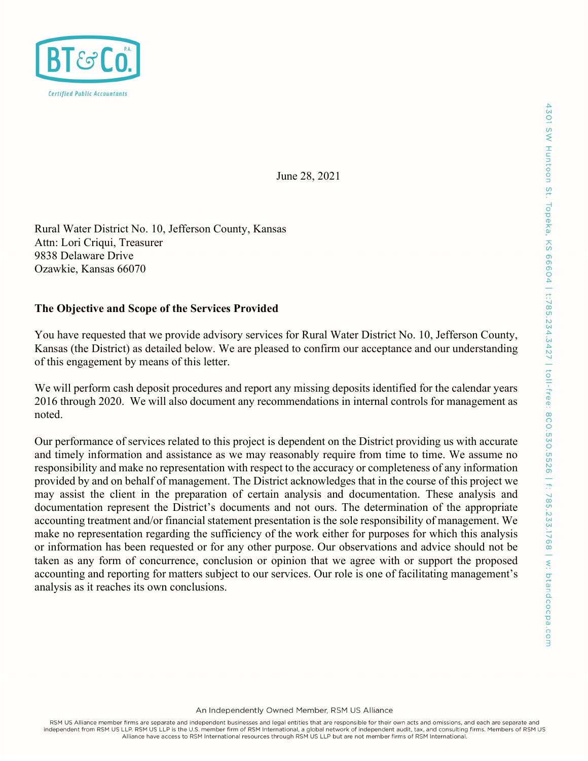June 28, 2021

Rural Water District No. 10, Jefferson County, Kansas
Attn: Lori Criqui, Treasurer
9838 Delaware Drive
Ozawkie, Kansas 66070

**The Objective and Scope of the Services Provided**

You have requested that we provide advisory services for Rural Water District No. 10, Jefferson County, Kansas (the District) as detailed below. We are pleased to confirm our acceptance and our understanding of this engagement by means of this letter.

We will perform cash deposit procedures and report any missing deposits identified for the calendar years 2016 through 2020. We will also document any recommendations in internal controls for management as noted.

Our performance of services related to this project is dependent on the District providing us with accurate and timely information and assistance as we may reasonably require from time to time. We assume no responsibility and make no representation with respect to the accuracy or completeness of any information provided by and on behalf of management. The District acknowledges that in the course of this project we may assist the client in the preparation of certain analysis and documentation. These analysis and documentation represent the District's documents and not ours. The determination of the appropriate accounting treatment and/or financial statement presentation is the sole responsibility of management. We make no representation regarding the sufficiency of the work either for purposes for which this analysis or information has been requested or for any other purpose. Our observations and advice should not be taken as any form of concurrence, conclusion or opinion that we agree with or support the proposed accounting and reporting for matters subject to our services. Our role is one of facilitating management's analysis as it reaches its own conclusions.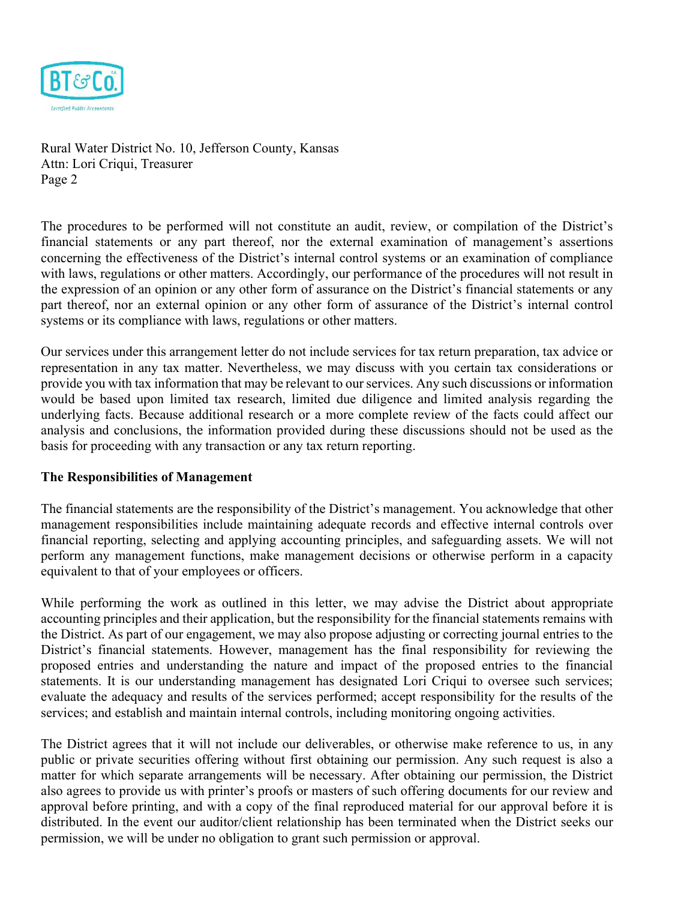Rural Water District No. 10, Jefferson County, Kansas
Attn: Lori Criqui, Treasurer
Page 2

The procedures to be performed will not constitute an audit, review, or compilation of the District's financial statements or any part thereof, nor the external examination of management's assertions concerning the effectiveness of the District's internal control systems or an examination of compliance with laws, regulations or other matters. Accordingly, our performance of the procedures will not result in the expression of an opinion or any other form of assurance on the District's financial statements or any part thereof, nor an external opinion or any other form of assurance of the District's internal control systems or its compliance with laws, regulations or other matters.

Our services under this arrangement letter do not include services for tax return preparation, tax advice or representation in any tax matter. Nevertheless, we may discuss with you certain tax considerations or provide you with tax information that may be relevant to our services. Any such discussions or information would be based upon limited tax research, limited due diligence and limited analysis regarding the underlying facts. Because additional research or a more complete review of the facts could affect our analysis and conclusions, the information provided during these discussions should not be used as the basis for proceeding with any transaction or any tax return reporting.

**The Responsibilities of Management**

The financial statements are the responsibility of the District's management. You acknowledge that other management responsibilities include maintaining adequate records and effective internal controls over financial reporting, selecting and applying accounting principles, and safeguarding assets. We will not perform any management functions, make management decisions or otherwise perform in a capacity equivalent to that of your employees or officers.

While performing the work as outlined in this letter, we may advise the District about appropriate accounting principles and their application, but the responsibility for the financial statements remains with the District. As part of our engagement, we may also propose adjusting or correcting journal entries to the District's financial statements. However, management has the final responsibility for reviewing the proposed entries and understanding the nature and impact of the proposed entries to the financial statements. It is our understanding management has designated Lori Criqui to oversee such services; evaluate the adequacy and results of the services performed; accept responsibility for the results of the services; and establish and maintain internal controls, including monitoring ongoing activities.

The District agrees that it will not include our deliverables, or otherwise make reference to us, in any public or private securities offering without first obtaining our permission. Any such request is also a matter for which separate arrangements will be necessary. After obtaining our permission, the District also agrees to provide us with printer's proofs or masters of such offering documents for our review and approval before printing, and with a copy of the final reproduced material for our approval before it is distributed. In the event our auditor/client relationship has been terminated when the District seeks our permission, we will be under no obligation to grant such permission or approval.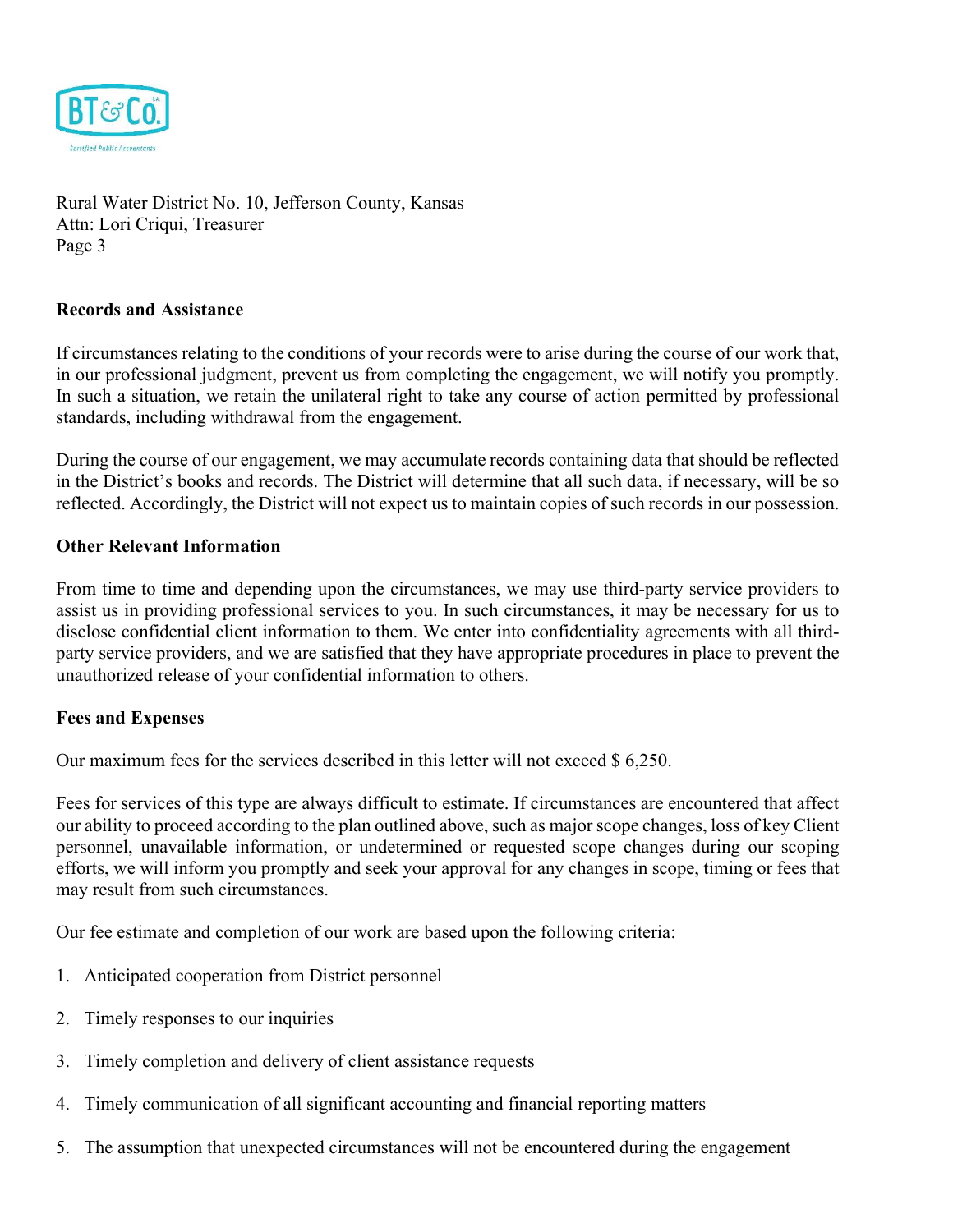Rural Water District No. 10, Jefferson County, Kansas
Attn: Lori Criqui, Treasurer
Page 3

**Records and Assistance**

If circumstances relating to the conditions of your records were to arise during the course of our work that, in our professional judgment, prevent us from completing the engagement, we will notify you promptly. In such a situation, we retain the unilateral right to take any course of action permitted by professional standards, including withdrawal from the engagement.

During the course of our engagement, we may accumulate records containing data that should be reflected in the District's books and records. The District will determine that all such data, if necessary, will be so reflected. Accordingly, the District will not expect us to maintain copies of such records in our possession.

**Other Relevant Information**

From time to time and depending upon the circumstances, we may use third-party service providers to assist us in providing professional services to you. In such circumstances, it may be necessary for us to disclose confidential client information to them. We enter into confidentiality agreements with all third-party service providers, and we are satisfied that they have appropriate procedures in place to prevent the unauthorized release of your confidential information to others.

**Fees and Expenses**

Our maximum fees for the services described in this letter will not exceed $ 6,250.

Fees for services of this type are always difficult to estimate. If circumstances are encountered that affect our ability to proceed according to the plan outlined above, such as major scope changes, loss of key Client personnel, unavailable information, or undetermined or requested scope changes during our scoping efforts, we will inform you promptly and seek your approval for any changes in scope, timing or fees that may result from such circumstances.

Our fee estimate and completion of our work are based upon the following criteria:

1. Anticipated cooperation from District personnel
2. Timely responses to our inquiries
3. Timely completion and delivery of client assistance requests
4. Timely communication of all significant accounting and financial reporting matters
5. The assumption that unexpected circumstances will not be encountered during the engagement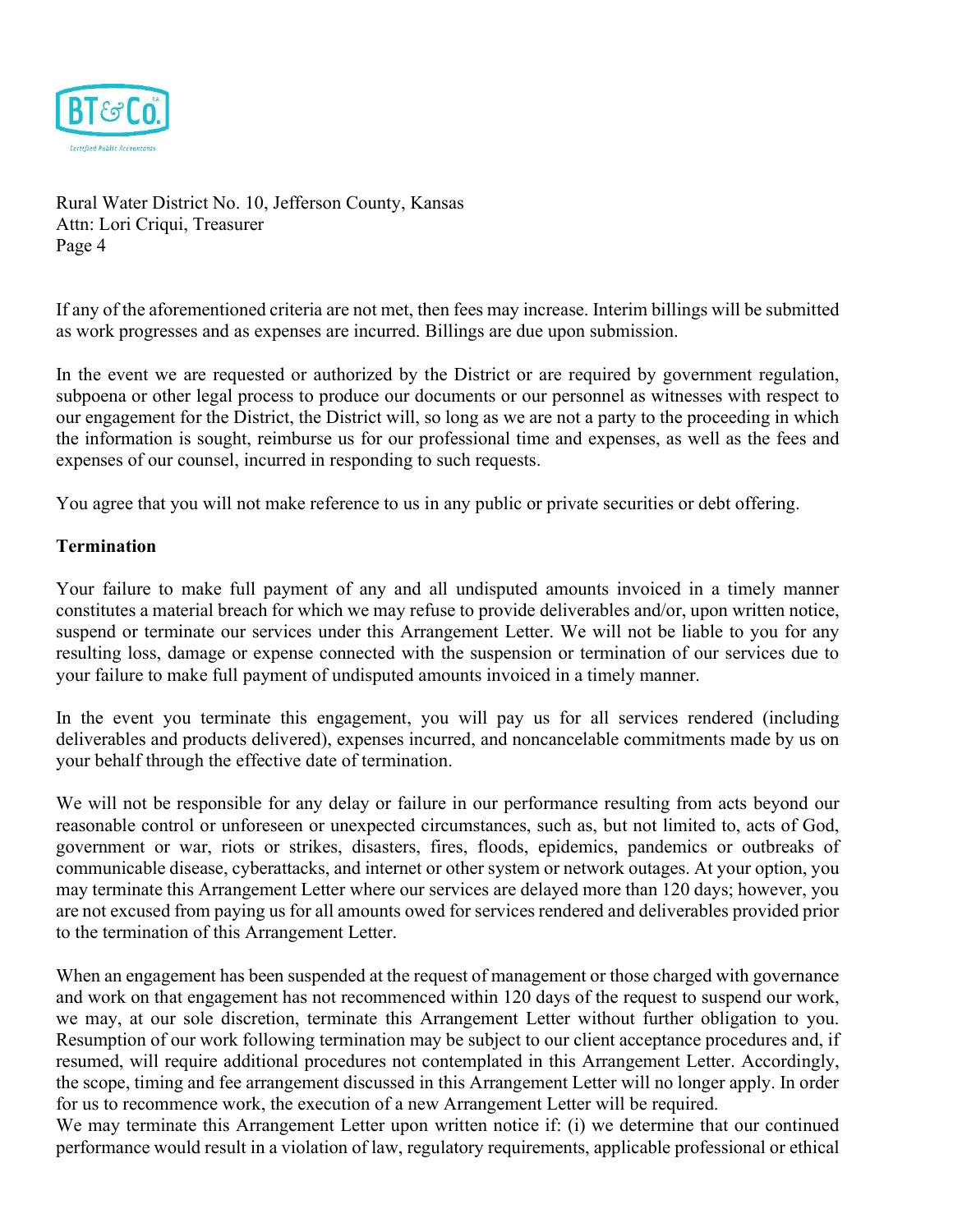If any of the aforementioned criteria are not met, then fees may increase. Interim billings will be submitted as work progresses and as expenses are incurred. Billings are due upon submission.

In the event we are requested or authorized by the District or are required by government regulation, subpoena or other legal process to produce our documents or our personnel as witnesses with respect to our engagement for the District, the District will, so long as we are not a party to the proceeding in which the information is sought, reimburse us for our professional time and expenses, as well as the fees and expenses of our counsel, incurred in responding to such requests.

You agree that you will not make reference to us in any public or private securities or debt offering.

**Termination**

Your failure to make full payment of any and all undisputed amounts invoiced in a timely manner constitutes a material breach for which we may refuse to provide deliverables and/or, upon written notice, suspend or terminate our services under this Arrangement Letter. We will not be liable to you for any resulting loss, damage or expense connected with the suspension or termination of our services due to your failure to make full payment of undisputed amounts invoiced in a timely manner.

In the event you terminate this engagement, you will pay us for all services rendered (including deliverables and products delivered), expenses incurred, and noncancelable commitments made by us on your behalf through the effective date of termination.

We will not be responsible for any delay or failure in our performance resulting from acts beyond our reasonable control or unforeseen or unexpected circumstances, such as, but not limited to, acts of God, government or war, riots or strikes, disasters, fires, floods, epidemics, pandemics or outbreaks of communicable disease, cyberattacks, and internet or other system or network outages. At your option, you may terminate this Arrangement Letter where our services are delayed more than 120 days; however, you are not excused from paying us for all amounts owed for services rendered and deliverables provided prior to the termination of this Arrangement Letter.

When an engagement has been suspended at the request of management or those charged with governance and work on that engagement has not recommenced within 120 days of the request to suspend our work, we may, at our sole discretion, terminate this Arrangement Letter without further obligation to you. Resumption of our work following termination may be subject to our client acceptance procedures and, if resumed, will require additional procedures not contemplated in this Arrangement Letter. Accordingly, the scope, timing and fee arrangement discussed in this Arrangement Letter will no longer apply. In order for us to recommence work, the execution of a new Arrangement Letter will be required.

We may terminate this Arrangement Letter upon written notice if: (i) we determine that our continued performance would result in a violation of law, regulatory requirements, applicable professional or ethical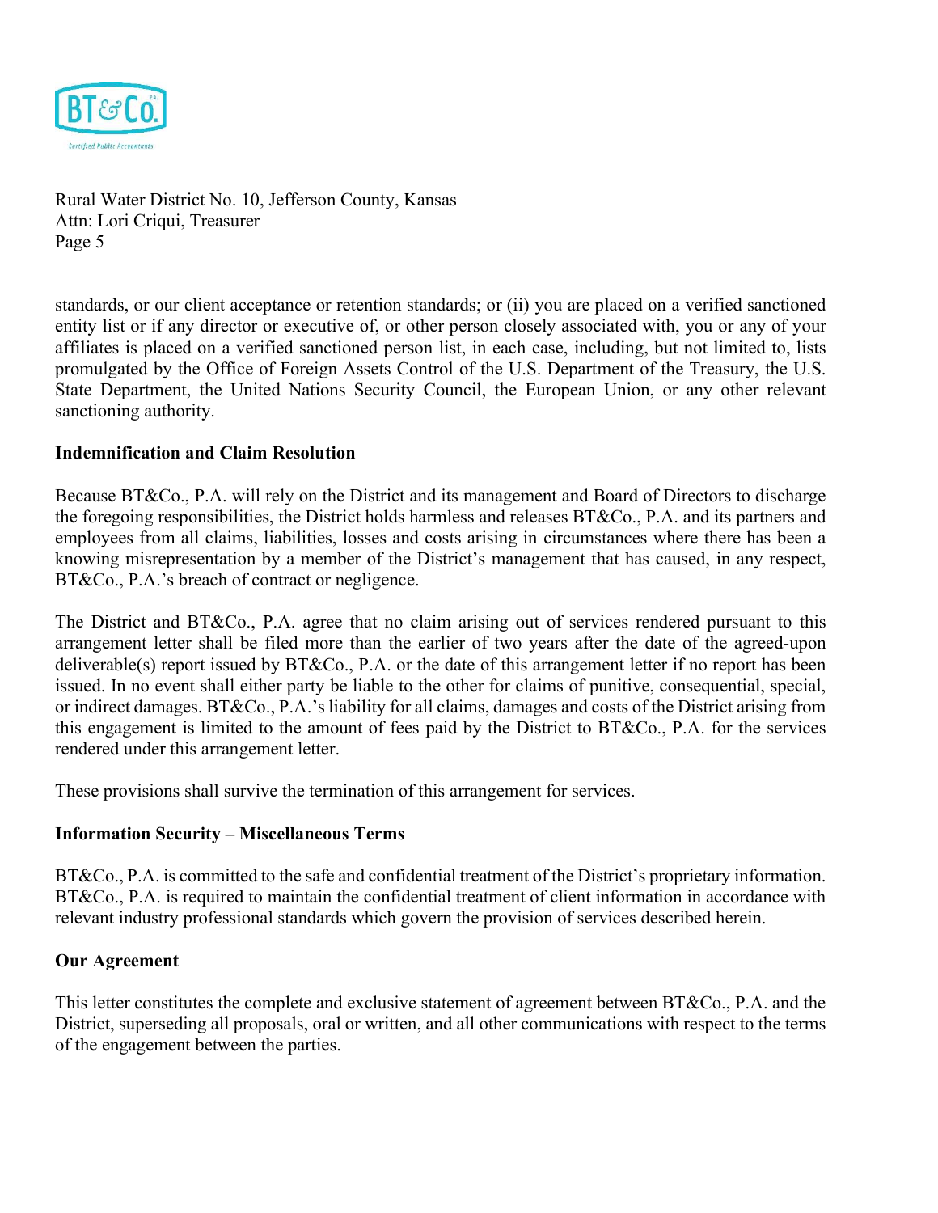standards, or our client acceptance or retention standards; or (ii) you are placed on a verified sanctioned entity list or if any director or executive of, or other person closely associated with, you or any of your affiliates is placed on a verified sanctioned person list, in each case, including, but not limited to, lists promulgated by the Office of Foreign Assets Control of the U.S. Department of the Treasury, the U.S. State Department, the United Nations Security Council, the European Union, or any other relevant sanctioning authority.

**Indemnification and Claim Resolution**

Because BT&Co., P.A. will rely on the District and its management and Board of Directors to discharge the foregoing responsibilities, the District holds harmless and releases BT&Co., P.A. and its partners and employees from all claims, liabilities, losses and costs arising in circumstances where there has been a knowing misrepresentation by a member of the District's management that has caused, in any respect, BT&Co., P.A.'s breach of contract or negligence.

The District and BT&Co., P.A. agree that no claim arising out of services rendered pursuant to this arrangement letter shall be filed more than the earlier of two years after the date of the agreed-upon deliverable(s) report issued by BT&Co., P.A. or the date of this arrangement letter if no report has been issued. In no event shall either party be liable to the other for claims of punitive, consequential, special, or indirect damages. BT&Co., P.A.'s liability for all claims, damages and costs of the District arising from this engagement is limited to the amount of fees paid by the District to BT&Co., P.A. for the services rendered under this arrangement letter.

These provisions shall survive the termination of this arrangement for services.

**Information Security – Miscellaneous Terms**

BT&Co., P.A. is committed to the safe and confidential treatment of the District's proprietary information. BT&Co., P.A. is required to maintain the confidential treatment of client information in accordance with relevant industry professional standards which govern the provision of services described herein.

**Our Agreement**

This letter constitutes the complete and exclusive statement of agreement between BT&Co., P.A. and the District, superseding all proposals, oral or written, and all other communications with respect to the terms of the engagement between the parties.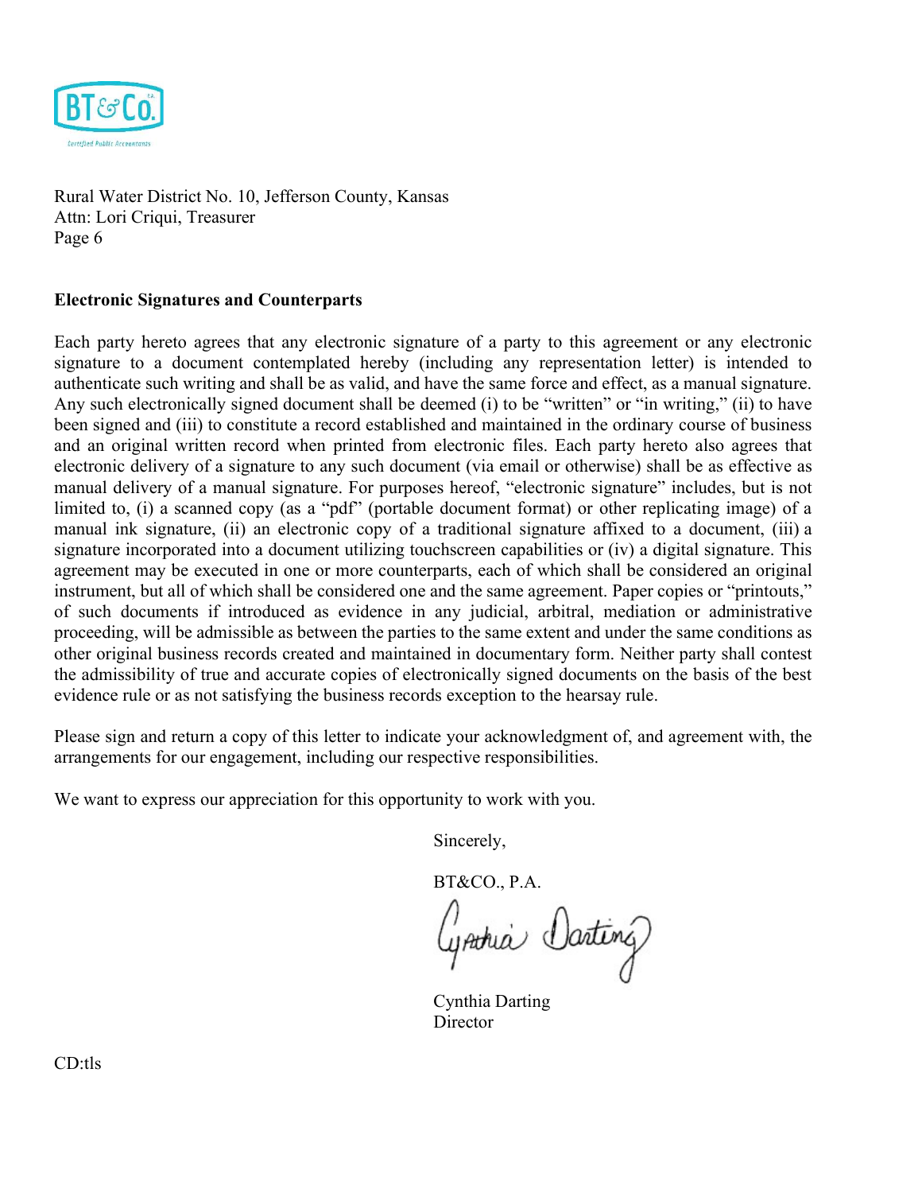Rural Water District No. 10, Jefferson County, Kansas
Attn: Lori Criqui, Treasurer
Page 6

**Electronic Signatures and Counterparts**

Each party hereto agrees that any electronic signature of a party to this agreement or any electronic signature to a document contemplated hereby (including any representation letter) is intended to authenticate such writing and shall be as valid, and have the same force and effect, as a manual signature. Any such electronically signed document shall be deemed (i) to be "written" or "in writing," (ii) to have been signed and (iii) to constitute a record established and maintained in the ordinary course of business and an original written record when printed from electronic files. Each party hereto also agrees that electronic delivery of a signature to any such document (via email or otherwise) shall be as effective as manual delivery of a manual signature. For purposes hereof, "electronic signature" includes, but is not limited to, (i) a scanned copy (as a "pdf" (portable document format) or other replicating image) of a manual ink signature, (ii) an electronic copy of a traditional signature affixed to a document, (iii) a signature incorporated into a document utilizing touchscreen capabilities or (iv) a digital signature. This agreement may be executed in one or more counterparts, each of which shall be considered an original instrument, but all of which shall be considered one and the same agreement. Paper copies or "printouts," of such documents if introduced as evidence in any judicial, arbitral, mediation or administrative proceeding, will be admissible as between the parties to the same extent and under the same conditions as other original business records created and maintained in documentary form. Neither party shall contest the admissibility of true and accurate copies of electronically signed documents on the basis of the best evidence rule or as not satisfying the business records exception to the hearsay rule.

Please sign and return a copy of this letter to indicate your acknowledgment of, and agreement with, the arrangements for our engagement, including our respective responsibilities.

We want to express our appreciation for this opportunity to work with you.

Sincerely,

BT&CO., P.A.

Cynthia Darting
Director

CD:tls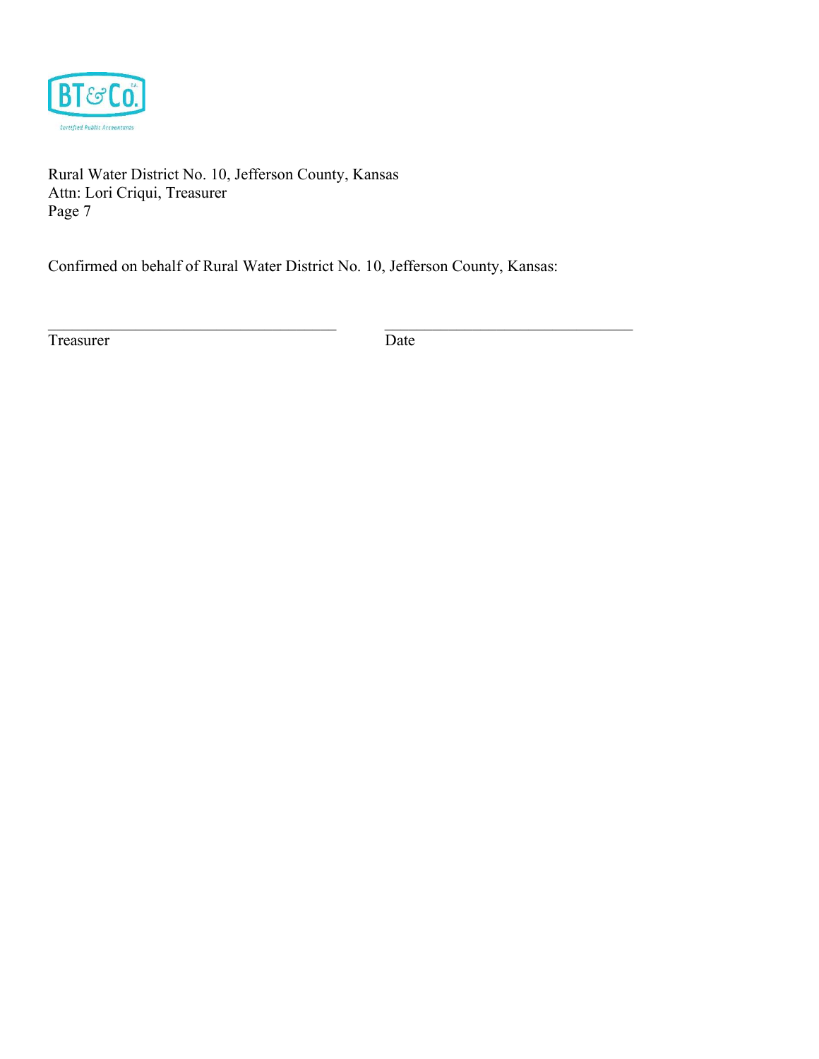Rural Water District No. 10, Jefferson County, Kansas
Attn: Lori Criqui, Treasurer
Page 7

Confirmed on behalf of Rural Water District No. 10, Jefferson County, Kansas:

| | |
|---|---|
| ___________________________________ | ______________________________ |
| Treasurer | Date |